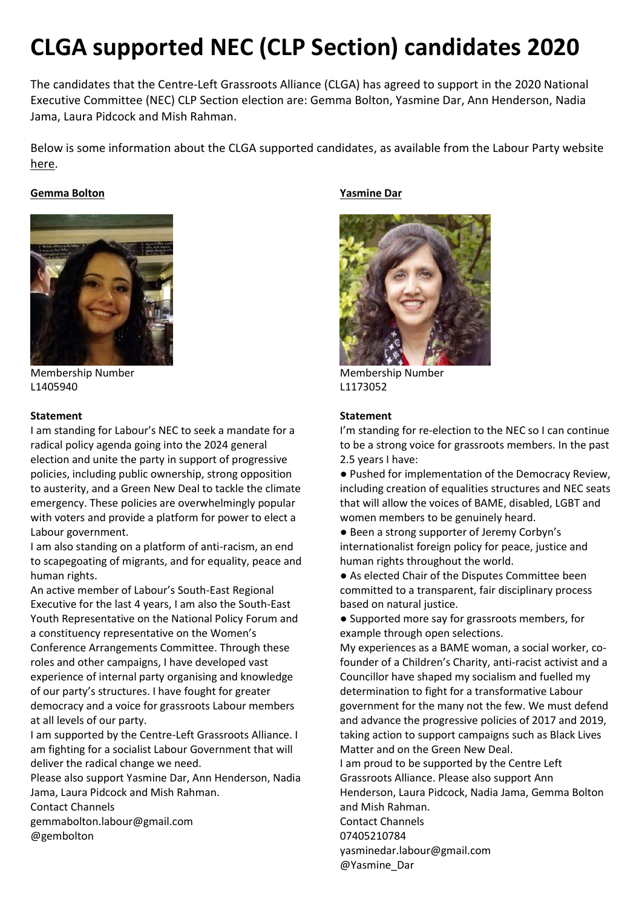# CLGA supported NEC (CLP Section) candidates 2020

The candidates that the Centre-Left Grassroots Alliance (CLGA) has agreed to support in the 2020 National Executive Committee (NEC) CLP Section election are: Gemma Bolton, Yasmine Dar, Ann Henderson, Nadia Jama, Laura Pidcock and Mish Rahman.

Below is some information about the CLGA supported candidates, as available from the Labour Party website here.

### Gemma Bolton

Membership Number
L1405940

**Statement**

I am standing for Labour's NEC to seek a mandate for a radical policy agenda going into the 2024 general election and unite the party in support of progressive policies, including public ownership, strong opposition to austerity, and a Green New Deal to tackle the climate emergency. These policies are overwhelmingly popular with voters and provide a platform for power to elect a Labour government.

I am also standing on a platform of anti-racism, an end to scapegoating of migrants, and for equality, peace and human rights.

An active member of Labour's South-East Regional Executive for the last 4 years, I am also the South-East Youth Representative on the National Policy Forum and a constituency representative on the Women's Conference Arrangements Committee. Through these roles and other campaigns, I have developed vast experience of internal party organising and knowledge of our party's structures. I have fought for greater democracy and a voice for grassroots Labour members at all levels of our party.

I am supported by the Centre-Left Grassroots Alliance. I am fighting for a socialist Labour Government that will deliver the radical change we need.

Please also support Yasmine Dar, Ann Henderson, Nadia Jama, Laura Pidcock and Mish Rahman.

Contact Channels
gemmabolton.labour@gmail.com
@gembolton

### Yasmine Dar

Membership Number
L1173052

**Statement**

I'm standing for re-election to the NEC so I can continue to be a strong voice for grassroots members. In the past 2.5 years I have:

- Pushed for implementation of the Democracy Review, including creation of equalities structures and NEC seats that will allow the voices of BAME, disabled, LGBT and women members to be genuinely heard.
- Been a strong supporter of Jeremy Corbyn's internationalist foreign policy for peace, justice and human rights throughout the world.
- As elected Chair of the Disputes Committee been committed to a transparent, fair disciplinary process based on natural justice.
- Supported more say for grassroots members, for example through open selections.

My experiences as a BAME woman, a social worker, co-founder of a Children's Charity, anti-racist activist and a Councillor have shaped my socialism and fuelled my determination to fight for a transformative Labour government for the many not the few. We must defend and advance the progressive policies of 2017 and 2019, taking action to support campaigns such as Black Lives Matter and on the Green New Deal.

I am proud to be supported by the Centre Left Grassroots Alliance. Please also support Ann Henderson, Laura Pidcock, Nadia Jama, Gemma Bolton and Mish Rahman.

Contact Channels
07405210784
yasminedar.labour@gmail.com
@Yasmine_Dar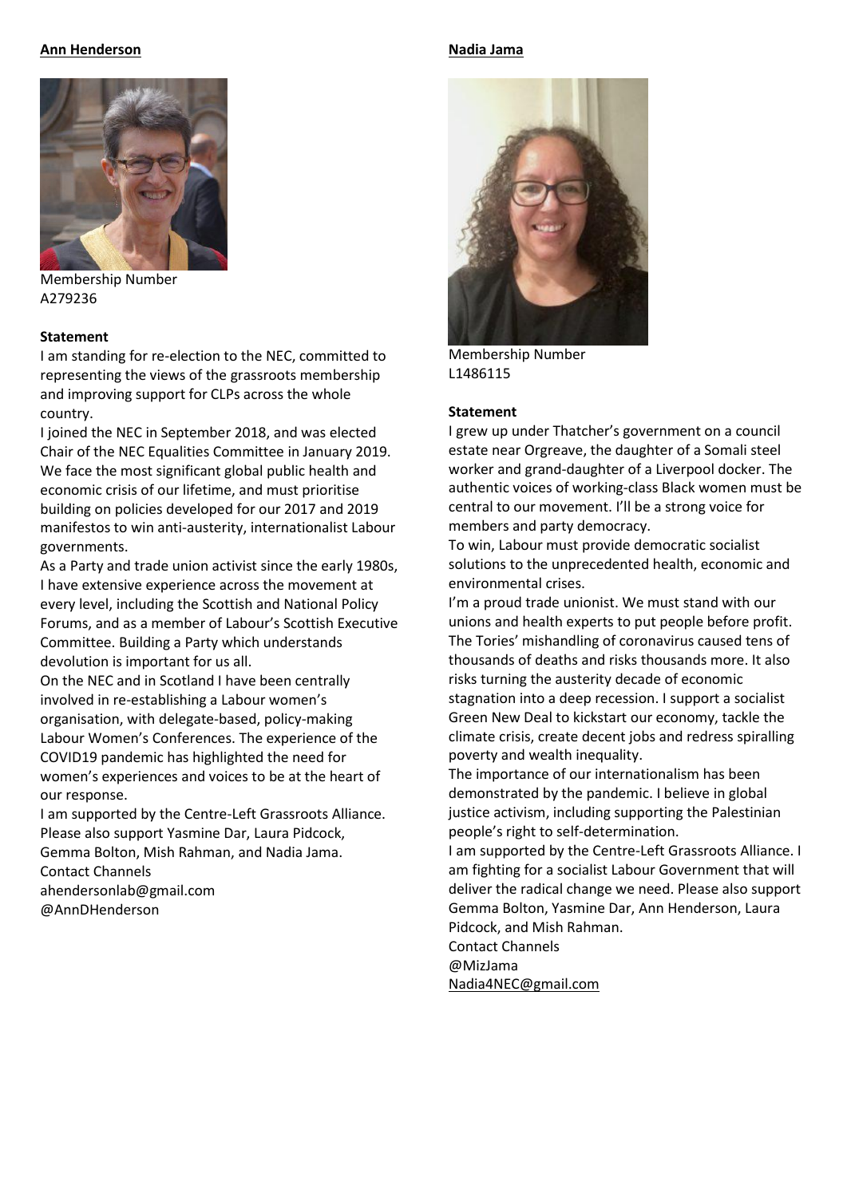## Ann Henderson

Membership Number
A279236

**Statement**

I am standing for re-election to the NEC, committed to representing the views of the grassroots membership and improving support for CLPs across the whole country.

I joined the NEC in September 2018, and was elected Chair of the NEC Equalities Committee in January 2019. We face the most significant global public health and economic crisis of our lifetime, and must prioritise building on policies developed for our 2017 and 2019 manifestos to win anti-austerity, internationalist Labour governments.

As a Party and trade union activist since the early 1980s, I have extensive experience across the movement at every level, including the Scottish and National Policy Forums, and as a member of Labour's Scottish Executive Committee. Building a Party which understands devolution is important for us all.

On the NEC and in Scotland I have been centrally involved in re-establishing a Labour women's organisation, with delegate-based, policy-making Labour Women's Conferences. The experience of the COVID19 pandemic has highlighted the need for women's experiences and voices to be at the heart of our response.

I am supported by the Centre-Left Grassroots Alliance. Please also support Yasmine Dar, Laura Pidcock, Gemma Bolton, Mish Rahman, and Nadia Jama.

Contact Channels
ahendersonlab@gmail.com
@AnnDHenderson

## Nadia Jama

Membership Number
L1486115

**Statement**

I grew up under Thatcher's government on a council estate near Orgreave, the daughter of a Somali steel worker and grand-daughter of a Liverpool docker. The authentic voices of working-class Black women must be central to our movement. I'll be a strong voice for members and party democracy.

To win, Labour must provide democratic socialist solutions to the unprecedented health, economic and environmental crises.

I'm a proud trade unionist. We must stand with our unions and health experts to put people before profit. The Tories' mishandling of coronavirus caused tens of thousands of deaths and risks thousands more. It also risks turning the austerity decade of economic stagnation into a deep recession. I support a socialist Green New Deal to kickstart our economy, tackle the climate crisis, create decent jobs and redress spiralling poverty and wealth inequality.

The importance of our internationalism has been demonstrated by the pandemic. I believe in global justice activism, including supporting the Palestinian people's right to self-determination.

I am supported by the Centre-Left Grassroots Alliance. I am fighting for a socialist Labour Government that will deliver the radical change we need. Please also support Gemma Bolton, Yasmine Dar, Ann Henderson, Laura Pidcock, and Mish Rahman.

Contact Channels
@MizJama
Nadia4NEC@gmail.com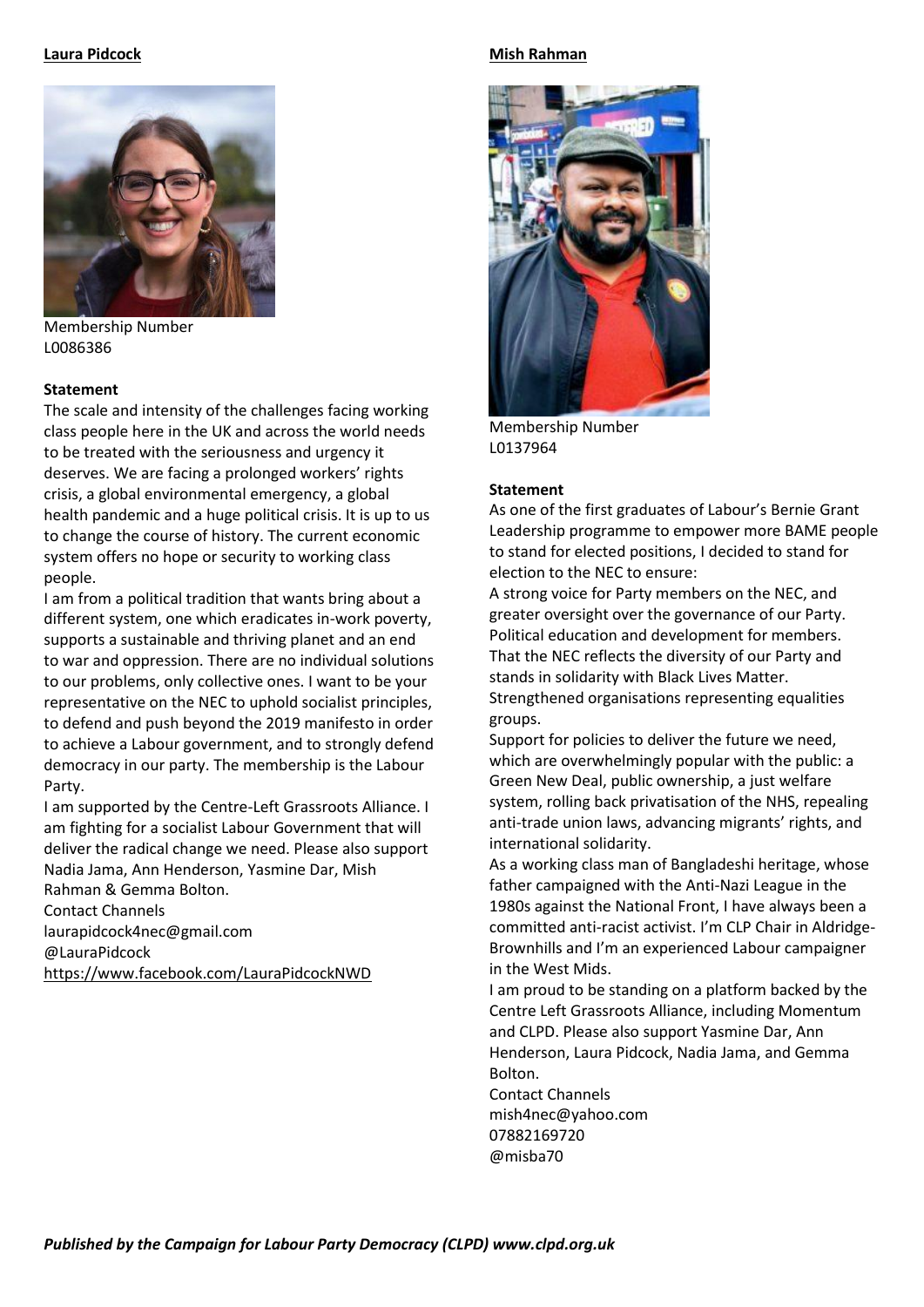## Laura Pidcock

Membership Number
L0086386

**Statement**

The scale and intensity of the challenges facing working class people here in the UK and across the world needs to be treated with the seriousness and urgency it deserves. We are facing a prolonged workers' rights crisis, a global environmental emergency, a global health pandemic and a huge political crisis. It is up to us to change the course of history. The current economic system offers no hope or security to working class people.

I am from a political tradition that wants bring about a different system, one which eradicates in-work poverty, supports a sustainable and thriving planet and an end to war and oppression. There are no individual solutions to our problems, only collective ones. I want to be your representative on the NEC to uphold socialist principles, to defend and push beyond the 2019 manifesto in order to achieve a Labour government, and to strongly defend democracy in our party. The membership is the Labour Party.

I am supported by the Centre-Left Grassroots Alliance. I am fighting for a socialist Labour Government that will deliver the radical change we need. Please also support Nadia Jama, Ann Henderson, Yasmine Dar, Mish Rahman & Gemma Bolton.

Contact Channels
laurapidcock4nec@gmail.com
@LauraPidcock
https://www.facebook.com/LauraPidcockNWD

## Mish Rahman

Membership Number
L0137964

**Statement**

As one of the first graduates of Labour's Bernie Grant Leadership programme to empower more BAME people to stand for elected positions, I decided to stand for election to the NEC to ensure:

A strong voice for Party members on the NEC, and greater oversight over the governance of our Party.
Political education and development for members.
That the NEC reflects the diversity of our Party and stands in solidarity with Black Lives Matter.
Strengthened organisations representing equalities groups.
Support for policies to deliver the future we need, which are overwhelmingly popular with the public: a Green New Deal, public ownership, a just welfare system, rolling back privatisation of the NHS, repealing anti-trade union laws, advancing migrants' rights, and international solidarity.

As a working class man of Bangladeshi heritage, whose father campaigned with the Anti-Nazi League in the 1980s against the National Front, I have always been a committed anti-racist activist. I'm CLP Chair in Aldridge-Brownhills and I'm an experienced Labour campaigner in the West Mids.

I am proud to be standing on a platform backed by the Centre Left Grassroots Alliance, including Momentum and CLPD. Please also support Yasmine Dar, Ann Henderson, Laura Pidcock, Nadia Jama, and Gemma Bolton.

Contact Channels
mish4nec@yahoo.com
07882169720
@misba70

***Published by the Campaign for Labour Party Democracy (CLPD) www.clpd.org.uk***